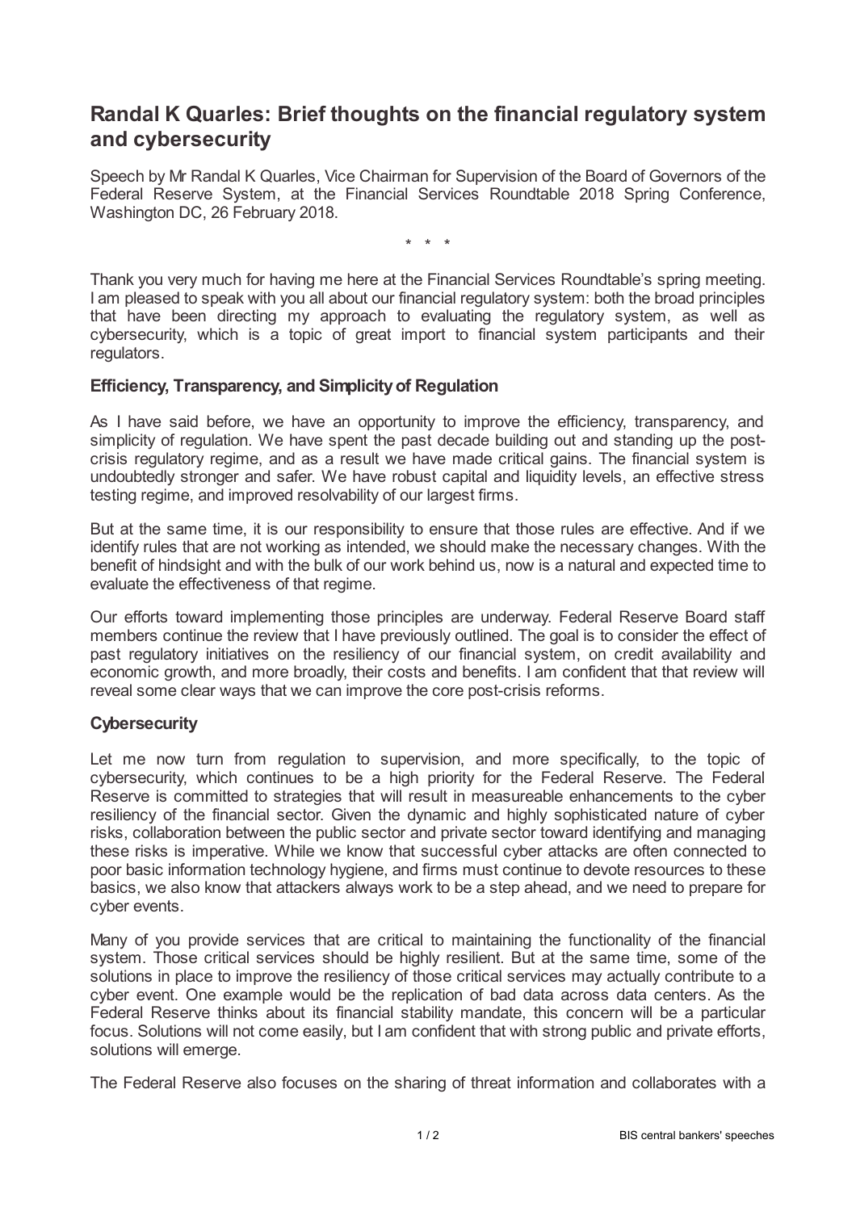# Randal K Quarles: Brief thoughts on the financial regulatory system and cybersecurity

Speech by Mr Randal K Quarles, Vice Chairman for Supervision of the Board of Governors of the Federal Reserve System, at the Financial Services Roundtable 2018 Spring Conference, Washington DC, 26 February 2018.

\* \* \*

Thank you very much for having me here at the Financial Services Roundtable's spring meeting. I am pleased to speak with you all about our financial regulatory system: both the broad principles that have been directing my approach to evaluating the regulatory system, as well as cybersecurity, which is a topic of great import to financial system participants and their regulators.

### Efficiency, Transparency, and Simplicity of Regulation

As I have said before, we have an opportunity to improve the efficiency, transparency, and simplicity of regulation. We have spent the past decade building out and standing up the post-crisis regulatory regime, and as a result we have made critical gains. The financial system is undoubtedly stronger and safer. We have robust capital and liquidity levels, an effective stress testing regime, and improved resolvability of our largest firms.

But at the same time, it is our responsibility to ensure that those rules are effective. And if we identify rules that are not working as intended, we should make the necessary changes. With the benefit of hindsight and with the bulk of our work behind us, now is a natural and expected time to evaluate the effectiveness of that regime.

Our efforts toward implementing those principles are underway. Federal Reserve Board staff members continue the review that I have previously outlined. The goal is to consider the effect of past regulatory initiatives on the resiliency of our financial system, on credit availability and economic growth, and more broadly, their costs and benefits. I am confident that that review will reveal some clear ways that we can improve the core post-crisis reforms.

### Cybersecurity

Let me now turn from regulation to supervision, and more specifically, to the topic of cybersecurity, which continues to be a high priority for the Federal Reserve. The Federal Reserve is committed to strategies that will result in measureable enhancements to the cyber resiliency of the financial sector. Given the dynamic and highly sophisticated nature of cyber risks, collaboration between the public sector and private sector toward identifying and managing these risks is imperative. While we know that successful cyber attacks are often connected to poor basic information technology hygiene, and firms must continue to devote resources to these basics, we also know that attackers always work to be a step ahead, and we need to prepare for cyber events.

Many of you provide services that are critical to maintaining the functionality of the financial system. Those critical services should be highly resilient. But at the same time, some of the solutions in place to improve the resiliency of those critical services may actually contribute to a cyber event. One example would be the replication of bad data across data centers. As the Federal Reserve thinks about its financial stability mandate, this concern will be a particular focus. Solutions will not come easily, but I am confident that with strong public and private efforts, solutions will emerge.

The Federal Reserve also focuses on the sharing of threat information and collaborates with a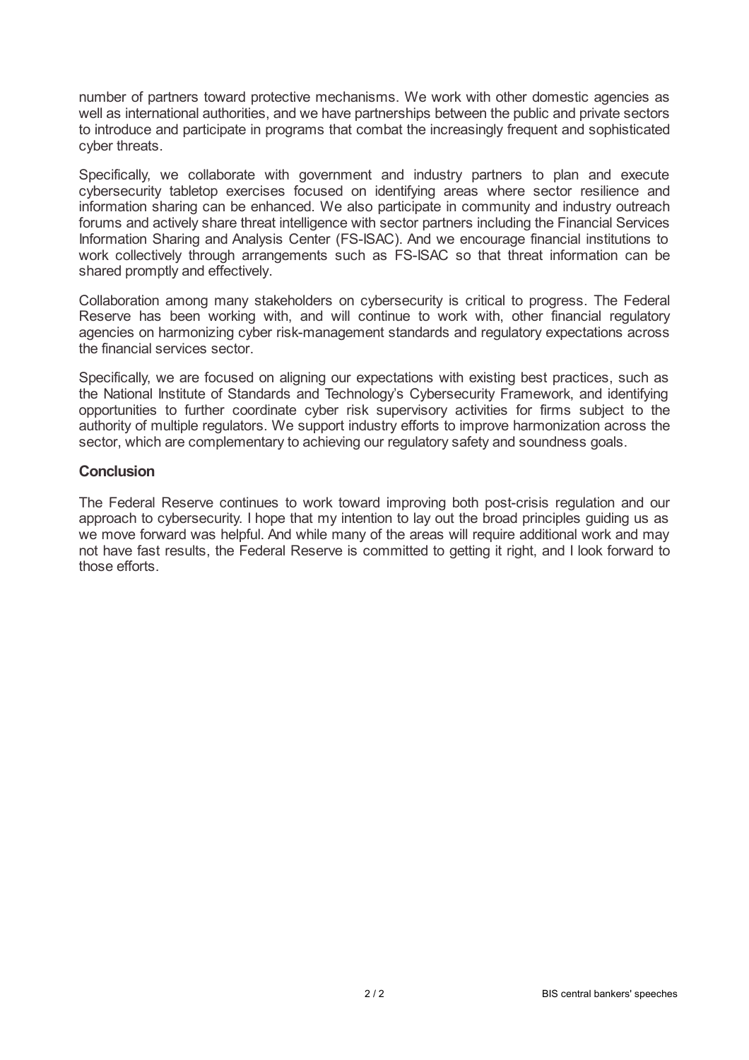number of partners toward protective mechanisms. We work with other domestic agencies as well as international authorities, and we have partnerships between the public and private sectors to introduce and participate in programs that combat the increasingly frequent and sophisticated cyber threats.

Specifically, we collaborate with government and industry partners to plan and execute cybersecurity tabletop exercises focused on identifying areas where sector resilience and information sharing can be enhanced. We also participate in community and industry outreach forums and actively share threat intelligence with sector partners including the Financial Services Information Sharing and Analysis Center (FS-ISAC). And we encourage financial institutions to work collectively through arrangements such as FS-ISAC so that threat information can be shared promptly and effectively.

Collaboration among many stakeholders on cybersecurity is critical to progress. The Federal Reserve has been working with, and will continue to work with, other financial regulatory agencies on harmonizing cyber risk-management standards and regulatory expectations across the financial services sector.

Specifically, we are focused on aligning our expectations with existing best practices, such as the National Institute of Standards and Technology's Cybersecurity Framework, and identifying opportunities to further coordinate cyber risk supervisory activities for firms subject to the authority of multiple regulators. We support industry efforts to improve harmonization across the sector, which are complementary to achieving our regulatory safety and soundness goals.

## Conclusion

The Federal Reserve continues to work toward improving both post-crisis regulation and our approach to cybersecurity. I hope that my intention to lay out the broad principles guiding us as we move forward was helpful. And while many of the areas will require additional work and may not have fast results, the Federal Reserve is committed to getting it right, and I look forward to those efforts.